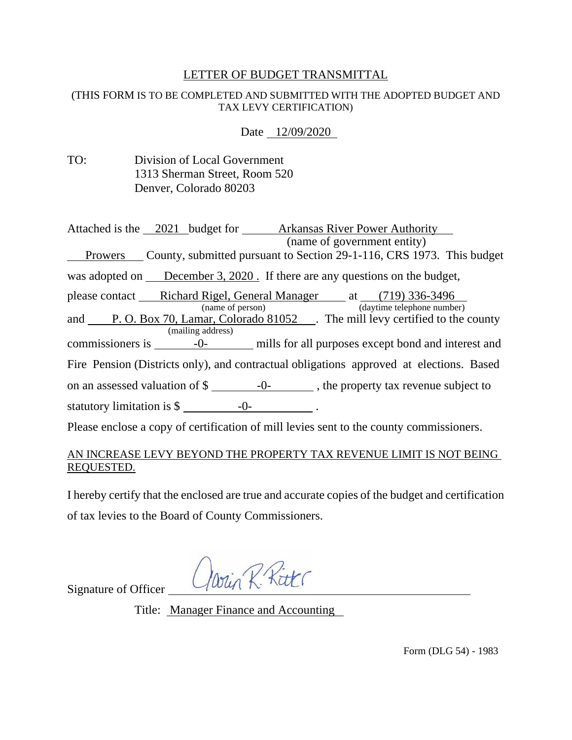# LETTER OF BUDGET TRANSMITTAL

(THIS FORM IS TO BE COMPLETED AND SUBMITTED WITH THE ADOPTED BUDGET AND TAX LEVY CERTIFICATION)

Date 12/09/2020

TO: Division of Local Government
1313 Sherman Street, Room 520
Denver, Colorado 80203

Attached is the 2021 budget for Arkansas River Power Authority (name of government entity) Prowers County, submitted pursuant to Section 29-1-116, CRS 1973. This budget was adopted on December 3, 2020 . If there are any questions on the budget, please contact Richard Rigel, General Manager (name of person) at (719) 336-3496 (daytime telephone number) and P. O. Box 70, Lamar, Colorado 81052 (mailing address). The mill levy certified to the county commissioners is -0- mills for all purposes except bond and interest and Fire Pension (Districts only), and contractual obligations approved at elections. Based on an assessed valuation of $ -0- , the property tax revenue subject to statutory limitation is $ -0- .

Please enclose a copy of certification of mill levies sent to the county commissioners.

AN INCREASE LEVY BEYOND THE PROPERTY TAX REVENUE LIMIT IS NOT BEING REQUESTED.

I hereby certify that the enclosed are true and accurate copies of the budget and certification of tax levies to the Board of County Commissioners.

Signature of Officer Corin R. Ritter

Title: Manager Finance and Accounting

Form (DLG 54) - 1983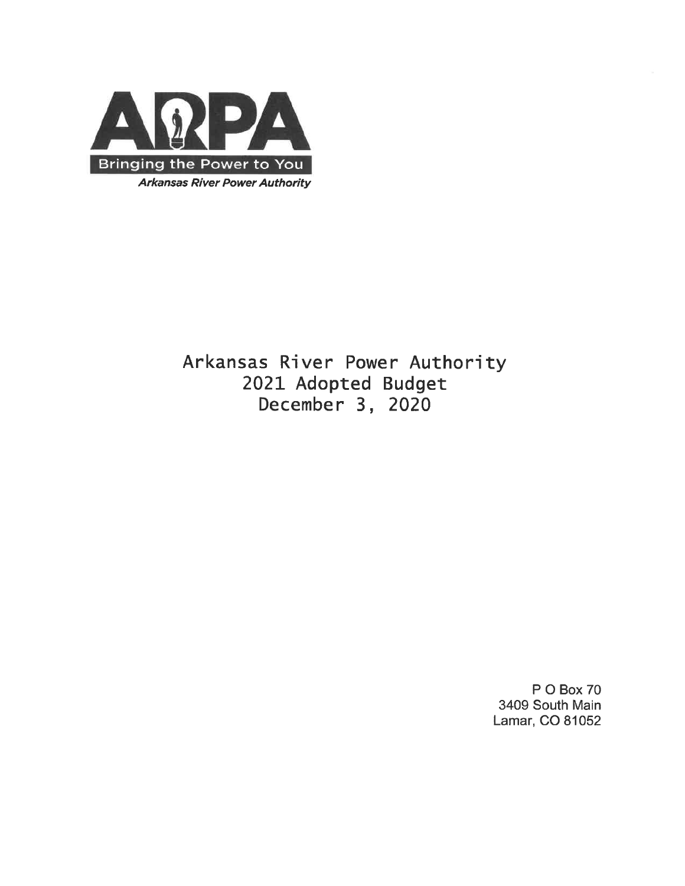ARPA

Bringing the Power to You

*Arkansas River Power Authority*

# Arkansas River Power Authority
## 2021 Adopted Budget
## December 3, 2020

P O Box 70
3409 South Main
Lamar, CO 81052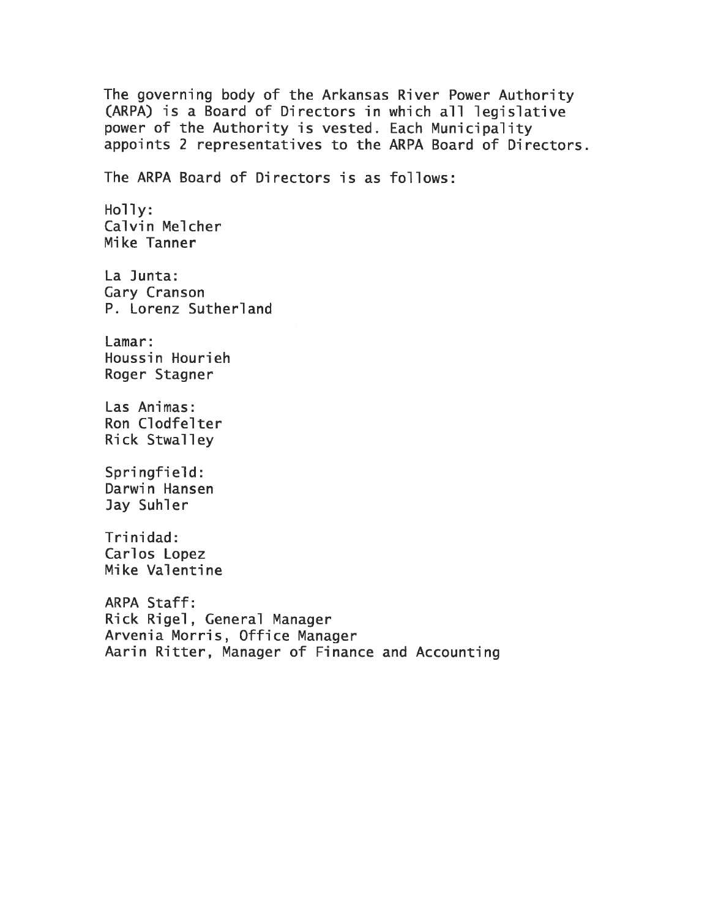The governing body of the Arkansas River Power Authority (ARPA) is a Board of Directors in which all legislative power of the Authority is vested. Each Municipality appoints 2 representatives to the ARPA Board of Directors.

The ARPA Board of Directors is as follows:

Holly:
Calvin Melcher
Mike Tanner

La Junta:
Gary Cranson
P. Lorenz Sutherland

Lamar:
Houssin Hourieh
Roger Stagner

Las Animas:
Ron Clodfelter
Rick Stwalley

Springfield:
Darwin Hansen
Jay Suhler

Trinidad:
Carlos Lopez
Mike Valentine

ARPA Staff:
Rick Rigel, General Manager
Arvenia Morris, Office Manager
Aarin Ritter, Manager of Finance and Accounting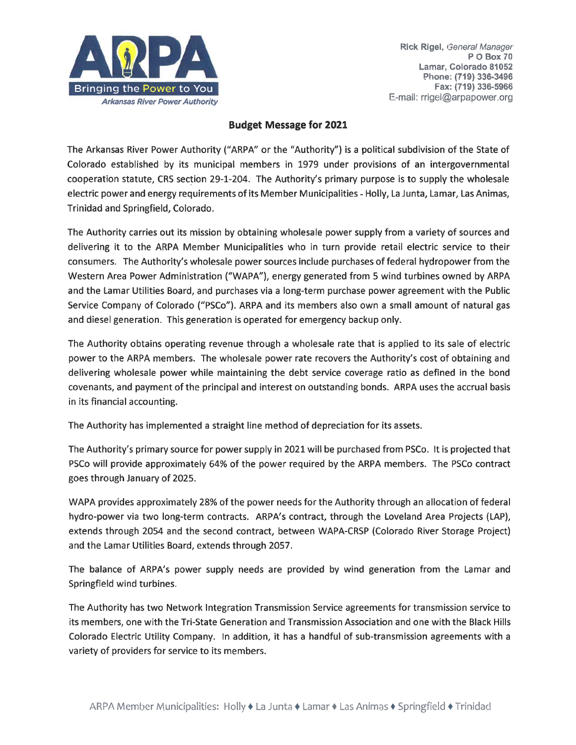Rick Rigel, *General Manager*
P O Box 70
Lamar, Colorado 81052
Phone: (719) 336-3496
Fax: (719) 336-5966
E-mail: rrigel@arpapower.org

## Budget Message for 2021

The Arkansas River Power Authority ("ARPA" or the "Authority") is a political subdivision of the State of Colorado established by its municipal members in 1979 under provisions of an intergovernmental cooperation statute, CRS section 29-1-204. The Authority's primary purpose is to supply the wholesale electric power and energy requirements of its Member Municipalities - Holly, La Junta, Lamar, Las Animas, Trinidad and Springfield, Colorado.

The Authority carries out its mission by obtaining wholesale power supply from a variety of sources and delivering it to the ARPA Member Municipalities who in turn provide retail electric service to their consumers. The Authority's wholesale power sources include purchases of federal hydropower from the Western Area Power Administration ("WAPA"), energy generated from 5 wind turbines owned by ARPA and the Lamar Utilities Board, and purchases via a long-term purchase power agreement with the Public Service Company of Colorado ("PSCo"). ARPA and its members also own a small amount of natural gas and diesel generation. This generation is operated for emergency backup only.

The Authority obtains operating revenue through a wholesale rate that is applied to its sale of electric power to the ARPA members. The wholesale power rate recovers the Authority's cost of obtaining and delivering wholesale power while maintaining the debt service coverage ratio as defined in the bond covenants, and payment of the principal and interest on outstanding bonds. ARPA uses the accrual basis in its financial accounting.

The Authority has implemented a straight line method of depreciation for its assets.

The Authority's primary source for power supply in 2021 will be purchased from PSCo. It is projected that PSCo will provide approximately 64% of the power required by the ARPA members. The PSCo contract goes through January of 2025.

WAPA provides approximately 28% of the power needs for the Authority through an allocation of federal hydro-power via two long-term contracts. ARPA's contract, through the Loveland Area Projects (LAP), extends through 2054 and the second contract, between WAPA-CRSP (Colorado River Storage Project) and the Lamar Utilities Board, extends through 2057.

The balance of ARPA's power supply needs are provided by wind generation from the Lamar and Springfield wind turbines.

The Authority has two Network Integration Transmission Service agreements for transmission service to its members, one with the Tri-State Generation and Transmission Association and one with the Black Hills Colorado Electric Utility Company. In addition, it has a handful of sub-transmission agreements with a variety of providers for service to its members.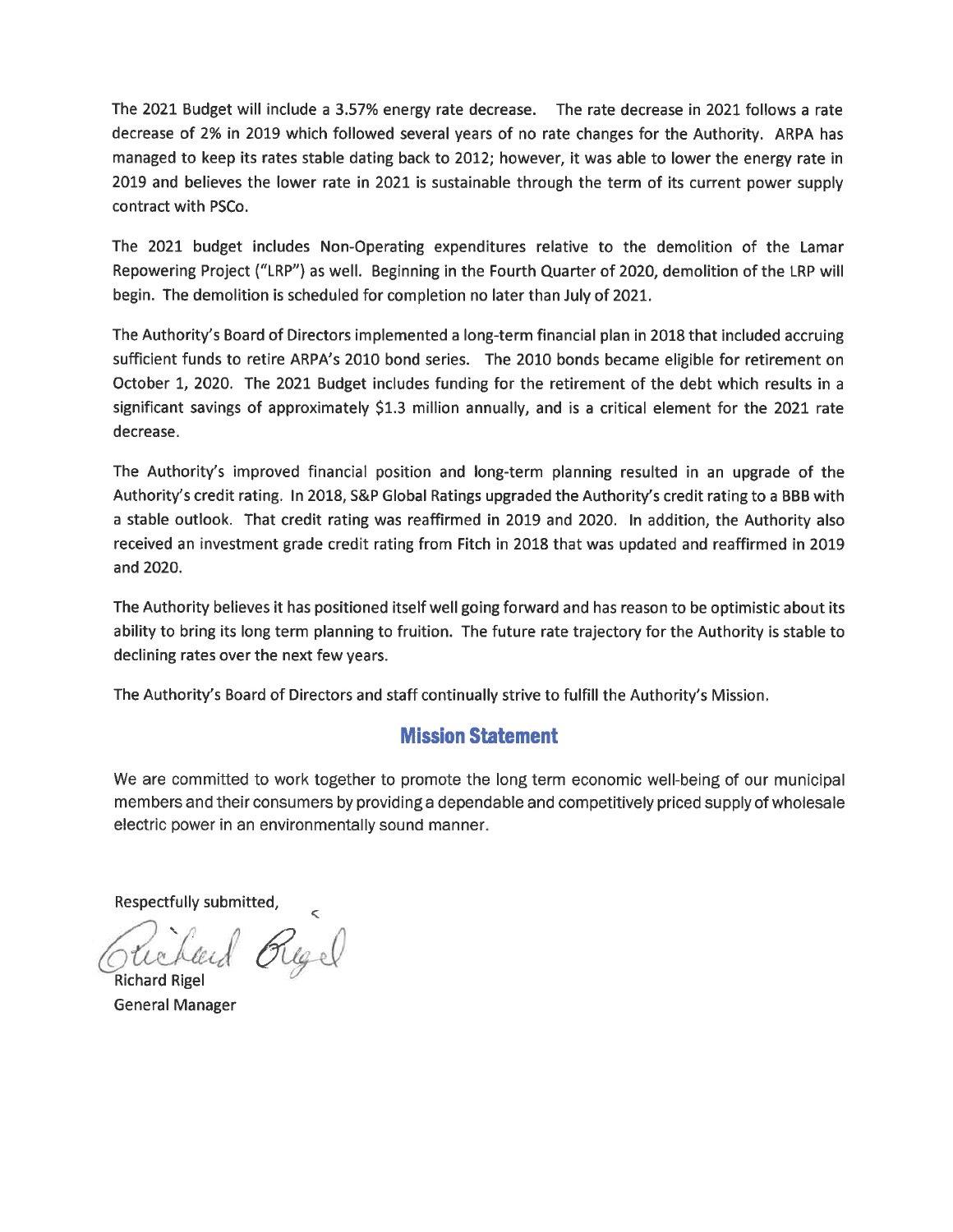The 2021 Budget will include a 3.57% energy rate decrease. The rate decrease in 2021 follows a rate decrease of 2% in 2019 which followed several years of no rate changes for the Authority. ARPA has managed to keep its rates stable dating back to 2012; however, it was able to lower the energy rate in 2019 and believes the lower rate in 2021 is sustainable through the term of its current power supply contract with PSCo.

The 2021 budget includes Non-Operating expenditures relative to the demolition of the Lamar Repowering Project ("LRP") as well. Beginning in the Fourth Quarter of 2020, demolition of the LRP will begin. The demolition is scheduled for completion no later than July of 2021.

The Authority's Board of Directors implemented a long-term financial plan in 2018 that included accruing sufficient funds to retire ARPA's 2010 bond series. The 2010 bonds became eligible for retirement on October 1, 2020. The 2021 Budget includes funding for the retirement of the debt which results in a significant savings of approximately $1.3 million annually, and is a critical element for the 2021 rate decrease.

The Authority's improved financial position and long-term planning resulted in an upgrade of the Authority's credit rating. In 2018, S&P Global Ratings upgraded the Authority's credit rating to a BBB with a stable outlook. That credit rating was reaffirmed in 2019 and 2020. In addition, the Authority also received an investment grade credit rating from Fitch in 2018 that was updated and reaffirmed in 2019 and 2020.

The Authority believes it has positioned itself well going forward and has reason to be optimistic about its ability to bring its long term planning to fruition. The future rate trajectory for the Authority is stable to declining rates over the next few years.

The Authority's Board of Directors and staff continually strive to fulfill the Authority's Mission.

## Mission Statement

We are committed to work together to promote the long term economic well-being of our municipal members and their consumers by providing a dependable and competitively priced supply of wholesale electric power in an environmentally sound manner.

Respectfully submitted,

Richard Rigel
General Manager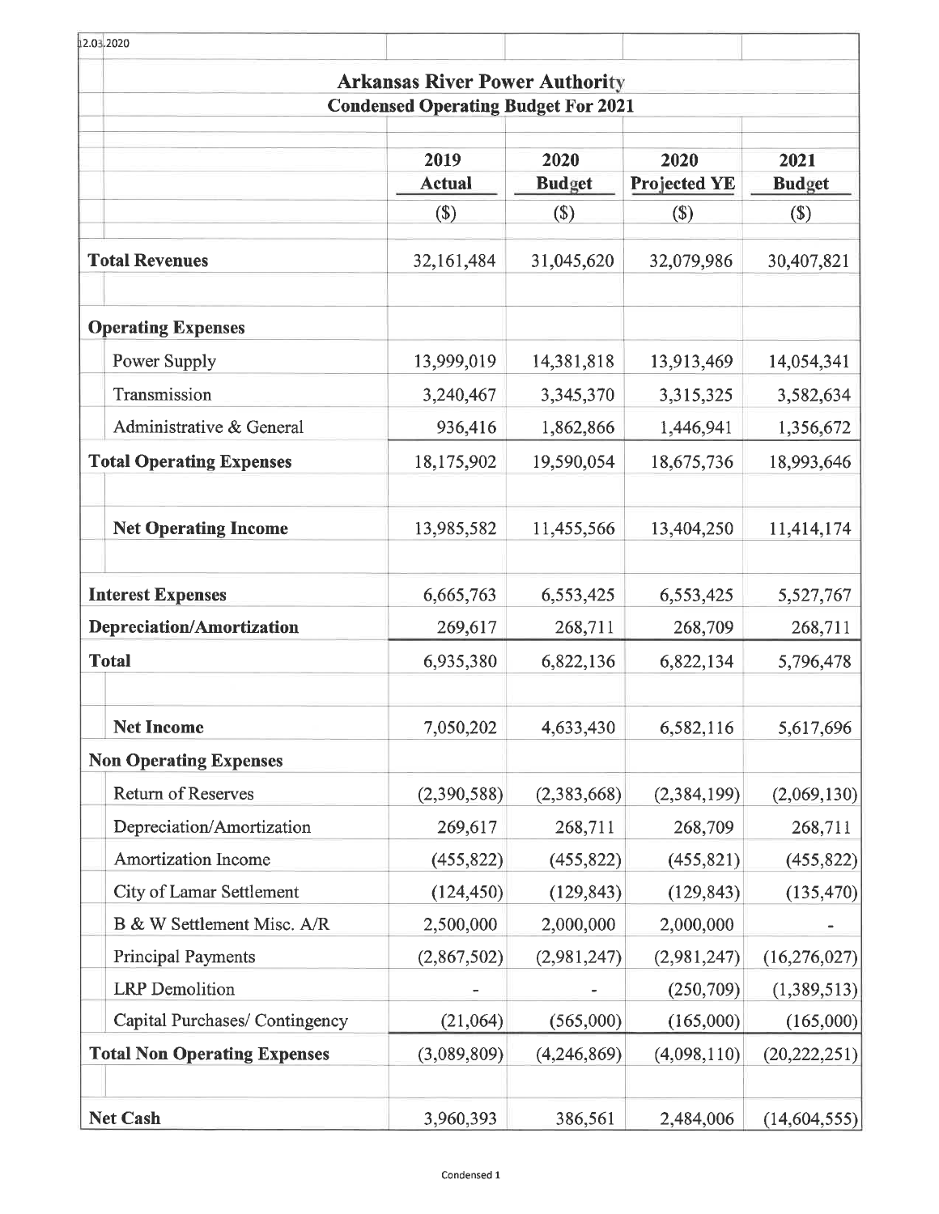12.03.2020

# Arkansas River Power Authority

## Condensed Operating Budget For 2021

| | 2019 Actual | 2020 Budget | 2020 Projected YE | 2021 Budget |
|---|---|---|---|---|
| | ($) | ($) | ($) | ($) |
| **Total Revenues** | 32,161,484 | 31,045,620 | 32,079,986 | 30,407,821 |
| **Operating Expenses** | | | | |
| Power Supply | 13,999,019 | 14,381,818 | 13,913,469 | 14,054,341 |
| Transmission | 3,240,467 | 3,345,370 | 3,315,325 | 3,582,634 |
| Administrative & General | 936,416 | 1,862,866 | 1,446,941 | 1,356,672 |
| **Total Operating Expenses** | 18,175,902 | 19,590,054 | 18,675,736 | 18,993,646 |
| **Net Operating Income** | 13,985,582 | 11,455,566 | 13,404,250 | 11,414,174 |
| **Interest Expenses** | 6,665,763 | 6,553,425 | 6,553,425 | 5,527,767 |
| **Depreciation/Amortization** | 269,617 | 268,711 | 268,709 | 268,711 |
| **Total** | 6,935,380 | 6,822,136 | 6,822,134 | 5,796,478 |
| **Net Income** | 7,050,202 | 4,633,430 | 6,582,116 | 5,617,696 |
| **Non Operating Expenses** | | | | |
| Return of Reserves | (2,390,588) | (2,383,668) | (2,384,199) | (2,069,130) |
| Depreciation/Amortization | 269,617 | 268,711 | 268,709 | 268,711 |
| Amortization Income | (455,822) | (455,822) | (455,821) | (455,822) |
| City of Lamar Settlement | (124,450) | (129,843) | (129,843) | (135,470) |
| B & W Settlement Misc. A/R | 2,500,000 | 2,000,000 | 2,000,000 | - |
| Principal Payments | (2,867,502) | (2,981,247) | (2,981,247) | (16,276,027) |
| LRP Demolition | - | - | (250,709) | (1,389,513) |
| Capital Purchases/ Contingency | (21,064) | (565,000) | (165,000) | (165,000) |
| **Total Non Operating Expenses** | (3,089,809) | (4,246,869) | (4,098,110) | (20,222,251) |
| **Net Cash** | 3,960,393 | 386,561 | 2,484,006 | (14,604,555) |

Condensed 1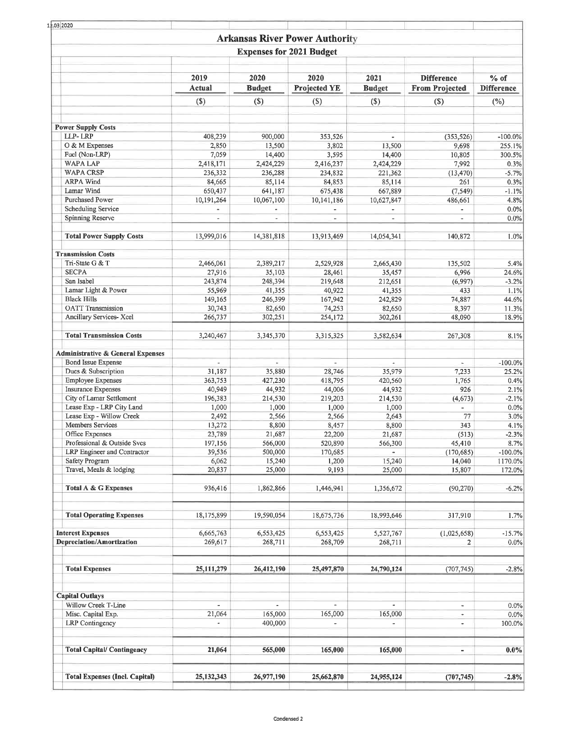# Arkansas River Power Authority

## Expenses for 2021 Budget

| | 2019 Actual | 2020 Budget | 2020 Projected YE | 2021 Budget | Difference From Projected | % of Difference |
|---|---|---|---|---|---|---|
| | ($) | ($) | ($) | ($) | ($) | (%) |
| **Power Supply Costs** | | | | | | |
| LLP- LRP | 408,239 | 900,000 | 353,526 | - | (353,526) | -100.0% |
| O & M Expenses | 2,850 | 13,500 | 3,802 | 13,500 | 9,698 | 255.1% |
| Fuel (Non-LRP) | 7,059 | 14,400 | 3,595 | 14,400 | 10,805 | 300.5% |
| WAPA LAP | 2,418,171 | 2,424,229 | 2,416,237 | 2,424,229 | 7,992 | 0.3% |
| WAPA CRSP | 236,332 | 236,288 | 234,832 | 221,362 | (13,470) | -5.7% |
| ARPA Wind | 84,665 | 85,114 | 84,853 | 85,114 | 261 | 0.3% |
| Lamar Wind | 650,437 | 641,187 | 675,438 | 667,889 | (7,549) | -1.1% |
| Purchased Power | 10,191,264 | 10,067,100 | 10,141,186 | 10,627,847 | 486,661 | 4.8% |
| Scheduling Service | - | - | - | - | - | 0.0% |
| Spinning Reserve | - | - | - | - | - | 0.0% |
| **Total Power Supply Costs** | 13,999,016 | 14,381,818 | 13,913,469 | 14,054,341 | 140,872 | 1.0% |
| **Transmission Costs** | | | | | | |
| Tri-State G & T | 2,466,061 | 2,389,217 | 2,529,928 | 2,665,430 | 135,502 | 5.4% |
| SECPA | 27,916 | 35,103 | 28,461 | 35,457 | 6,996 | 24.6% |
| San Isabel | 243,874 | 248,394 | 219,648 | 212,651 | (6,997) | -3.2% |
| Lamar Light & Power | 55,969 | 41,355 | 40,922 | 41,355 | 433 | 1.1% |
| Black Hills | 149,165 | 246,399 | 167,942 | 242,829 | 74,887 | 44.6% |
| OATT Transmission | 30,743 | 82,650 | 74,253 | 82,650 | 8,397 | 11.3% |
| Ancillary Services- Xcel | 266,737 | 302,251 | 254,172 | 302,261 | 48,090 | 18.9% |
| **Total Transmission Costs** | 3,240,467 | 3,345,370 | 3,315,325 | 3,582,634 | 267,308 | 8.1% |
| **Administrative & General Expenses** | | | | | | |
| Bond Issue Expense | - | - | - | - | - | -100.0% |
| Dues & Subscription | 31,187 | 35,880 | 28,746 | 35,979 | 7,233 | 25.2% |
| Employee Expenses | 363,753 | 427,230 | 418,795 | 420,560 | 1,765 | 0.4% |
| Insurance Expenses | 40,949 | 44,932 | 44,006 | 44,932 | 926 | 2.1% |
| City of Lamar Settlement | 196,383 | 214,530 | 219,203 | 214,530 | (4,673) | -2.1% |
| Lease Exp - LRP City Land | 1,000 | 1,000 | 1,000 | 1,000 | - | 0.0% |
| Lease Exp - Willow Creek | 2,492 | 2,566 | 2,566 | 2,643 | 77 | 3.0% |
| Members Services | 13,272 | 8,800 | 8,457 | 8,800 | 343 | 4.1% |
| Office Expenses | 23,789 | 21,687 | 22,200 | 21,687 | (513) | -2.3% |
| Professional & Outside Svcs | 197,156 | 566,000 | 520,890 | 566,300 | 45,410 | 8.7% |
| LRP Engineer and Contractor | 39,536 | 500,000 | 170,685 | - | (170,685) | -100.0% |
| Safety Program | 6,062 | 15,240 | 1,200 | 15,240 | 14,040 | 1170.0% |
| Travel, Meals & lodging | 20,837 | 25,000 | 9,193 | 25,000 | 15,807 | 172.0% |
| **Total A & G Expenses** | 936,416 | 1,862,866 | 1,446,941 | 1,356,672 | (90,270) | -6.2% |
| **Total Operating Expenses** | 18,175,899 | 19,590,054 | 18,675,736 | 18,993,646 | 317,910 | 1.7% |
| **Interest Expenses** | 6,665,763 | 6,553,425 | 6,553,425 | 5,527,767 | (1,025,658) | -15.7% |
| **Depreciation/Amortization** | 269,617 | 268,711 | 268,709 | 268,711 | 2 | 0.0% |
| **Total Expenses** | **25,111,279** | **26,412,190** | **25,497,870** | **24,790,124** | (707,745) | -2.8% |
| **Capital Outlays** | | | | | | |
| Willow Creek T-Line | - | - | - | - | - | 0.0% |
| Misc. Capital Exp. | 21,064 | 165,000 | 165,000 | 165,000 | - | 0.0% |
| LRP Contingency | - | 400,000 | - | - | - | 100.0% |
| **Total Capital/ Contingency** | **21,064** | **565,000** | **165,000** | **165,000** | **-** | **0.0%** |
| **Total Expenses (Incl. Capital)** | **25,132,343** | **26,977,190** | **25,662,870** | **24,955,124** | **(707,745)** | **-2.8%** |

Condensed 2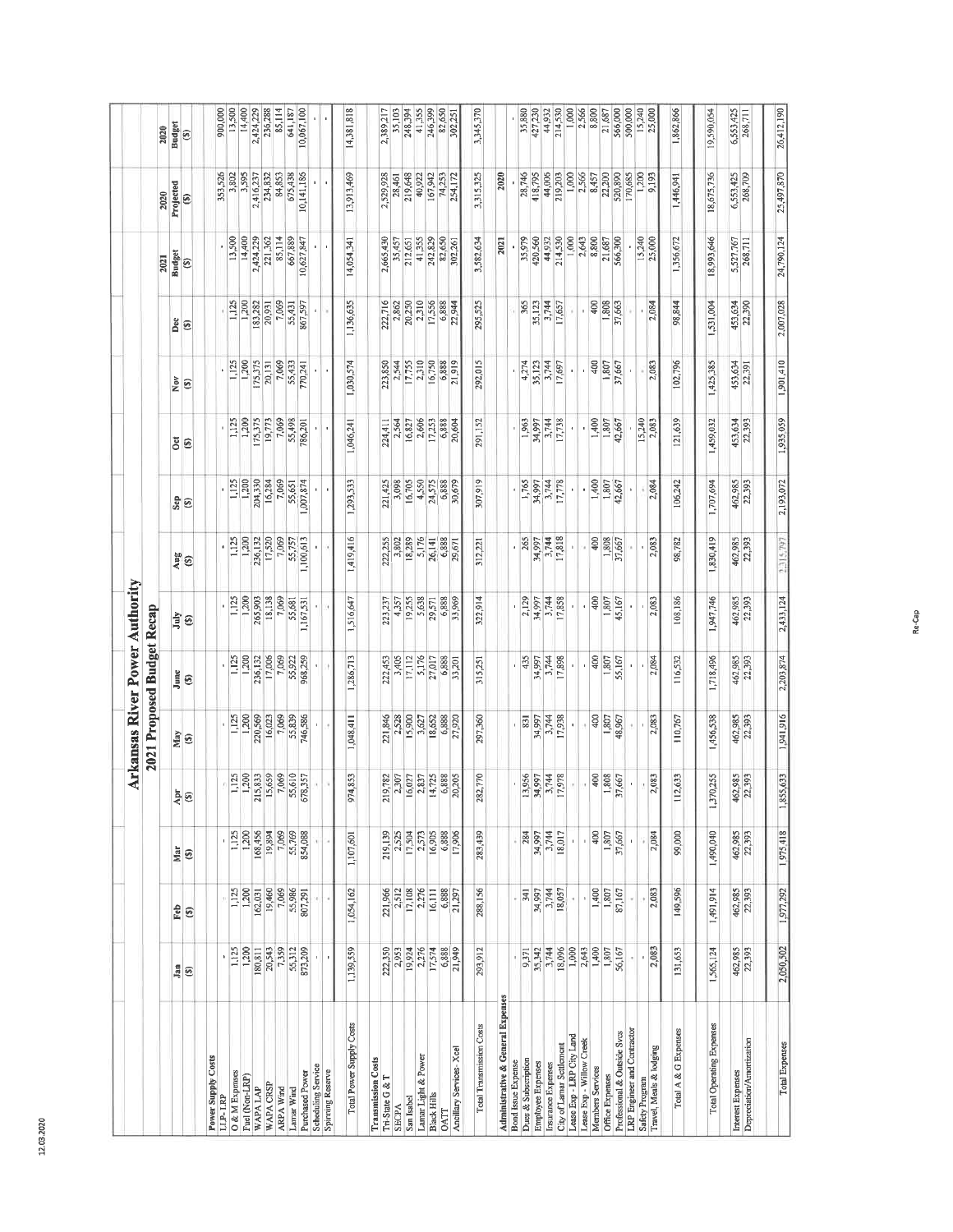# Arkansas River Power Authority

## 2021 Proposed Budget Recap

| | Jan ($) | Feb ($) | Mar ($) | Apr ($) | May ($) | June ($) | July ($) | Aug ($) | Sep ($) | Oct ($) | Nov ($) | Dec ($) | 2021 Budget ($) | 2020 Projected ($) | 2020 Budget ($) |
|---|---|---|---|---|---|---|---|---|---|---|---|---|---|---|---|
| **Power Supply Costs** | | | | | | | | | | | | | | | |
| LRP-LRP | - | - | - | - | - | - | - | - | - | - | - | - | - | 353,526 | 900,000 |
| O & M Expenses | 1,125 | 1,125 | 1,125 | 1,125 | 1,125 | 1,125 | 1,125 | 1,125 | 1,125 | 1,125 | 1,125 | 1,125 | 13,500 | 3,802 | 13,500 |
| Fuel (Non-LRP) | 1,200 | 1,200 | 1,200 | 1,200 | 1,200 | 1,200 | 1,200 | 1,200 | 1,200 | 1,200 | 1,200 | 1,200 | 14,400 | 3,595 | 14,400 |
| WAPA LAP | 180,811 | 162,031 | 168,456 | 215,833 | 220,569 | 236,132 | 265,903 | 236,132 | 204,330 | 175,375 | 175,375 | 183,282 | 2,424,229 | 2,416,237 | 2,424,229 |
| WAPA CRSP | 20,543 | 19,460 | 19,894 | 15,659 | 16,023 | 17,006 | 18,138 | 17,520 | 16,284 | 19,773 | 20,131 | 20,931 | 221,362 | 234,832 | 236,288 |
| ARPA Wind | 7,359 | 7,069 | 7,069 | 7,069 | 7,069 | 7,069 | 7,069 | 7,069 | 7,069 | 7,069 | 7,069 | 7,069 | 85,114 | 84,853 | 85,114 |
| Lamar Wind | 55,312 | 55,986 | 55,769 | 55,610 | 55,839 | 55,922 | 55,681 | 55,757 | 55,651 | 55,498 | 55,433 | 55,431 | 667,889 | 675,438 | 641,187 |
| Purchased Power | 873,209 | 807,291 | 854,088 | 678,357 | 746,586 | 968,259 | 1,167,531 | 1,100,613 | 1,007,874 | 786,201 | 770,241 | 867,597 | 10,627,847 | 10,141,186 | 10,067,100 |
| Scheduling Service | - | - | - | - | - | - | - | - | - | - | - | - | - | - | - |
| Spinning Reserve | - | - | - | - | - | - | - | - | - | - | - | - | - | - | - |
| Total Power Supply Costs | 1,139,559 | 1,054,162 | 1,107,601 | 974,853 | 1,048,411 | 1,286,713 | 1,516,647 | 1,419,416 | 1,293,533 | 1,046,241 | 1,030,574 | 1,136,635 | 14,054,341 | 13,913,469 | 14,381,818 |
| **Transmission Costs** | | | | | | | | | | | | | | | |
| Tri-State G & T | 222,350 | 221,966 | 219,139 | 219,782 | 221,846 | 222,453 | 223,237 | 222,255 | 221,425 | 224,411 | 223,850 | 222,716 | 2,665,430 | 2,529,928 | 2,389,217 |
| SECPA | 2,953 | 2,512 | 2,525 | 2,307 | 2,528 | 3,405 | 4,357 | 3,802 | 3,098 | 2,564 | 2,544 | 2,862 | 35,457 | 28,461 | 35,103 |
| San Isabel | 19,924 | 17,108 | 17,504 | 16,027 | 15,900 | 17,112 | 19,255 | 18,289 | 16,705 | 16,827 | 17,755 | 20,250 | 212,651 | 219,648 | 248,394 |
| Lamar Light & Power | 2,276 | 2,276 | 2,573 | 2,837 | 3,627 | 5,176 | 5,638 | 5,176 | 4,550 | 2,606 | 2,310 | 2,310 | 41,355 | 40,922 | 41,355 |
| Black Hills | 17,574 | 16,111 | 16,905 | 14,725 | 18,652 | 27,017 | 29,571 | 26,141 | 24,575 | 17,253 | 16,750 | 17,556 | 242,829 | 167,942 | 246,399 |
| OATT | 6,888 | 6,888 | 6,888 | 6,888 | 6,888 | 6,888 | 6,888 | 6,888 | 6,888 | 6,888 | 6,888 | 6,888 | 82,650 | 74,253 | 82,650 |
| Ancillary Services - Xcel | 21,949 | 21,297 | 17,906 | 20,205 | 27,920 | 33,201 | 33,969 | 29,671 | 30,679 | 20,604 | 21,919 | 22,944 | 302,261 | 254,172 | 302,251 |
| Total Transmission Costs | 293,912 | 288,156 | 283,439 | 282,770 | 297,360 | 315,251 | 322,914 | 312,221 | 307,919 | 291,152 | 292,015 | 295,525 | 3,582,634 | 3,315,325 | 3,345,370 |
| **Administrative & General Expenses** | | | | | | | | | | | | | 2021 | 2020 | |
| Bond Issue Expense | - | - | - | - | - | - | - | - | - | - | - | - | - | - | - |
| Dues & Subscription | 9,371 | 341 | 284 | 13,956 | 831 | 435 | 2,129 | 265 | 1,765 | 1,963 | 4,274 | 365 | 35,979 | 28,746 | 35,880 |
| Employee Expenses | 35,342 | 34,997 | 34,997 | 34,997 | 34,997 | 34,997 | 34,997 | 34,997 | 34,997 | 34,997 | 35,123 | 35,123 | 420,560 | 418,795 | 427,230 |
| Insurance Expenses | 3,744 | 3,744 | 3,744 | 3,744 | 3,744 | 3,744 | 3,744 | 3,744 | 3,744 | 3,744 | 3,744 | 3,744 | 44,932 | 44,006 | 44,932 |
| City of Lamar Settlement | 18,096 | 18,057 | 18,017 | 17,978 | 17,938 | 17,898 | 17,858 | 17,818 | 17,778 | 17,738 | 17,697 | 17,657 | 214,530 | 219,203 | 214,530 |
| Lease Exp - LRP City Land | 1,000 | - | - | - | - | - | - | - | - | - | - | - | 1,000 | 1,000 | 1,000 |
| Lease Exp - Willow Creek | 2,643 | - | - | - | - | - | - | - | - | - | - | - | 2,643 | 2,566 | 2,566 |
| Members Services | 1,400 | 1,400 | 400 | 400 | 400 | 400 | 400 | 400 | 1,400 | 1,400 | 400 | 400 | 8,800 | 8,457 | 8,800 |
| Office Expenses | 1,807 | 1,807 | 1,807 | 1,808 | 1,807 | 1,807 | 1,807 | 1,808 | 1,807 | 1,807 | 1,807 | 1,808 | 21,687 | 22,200 | 21,687 |
| Professional & Outside Svcs | 56,167 | 87,167 | 37,667 | 37,667 | 48,967 | 55,167 | 45,167 | 37,667 | 42,667 | 42,667 | 37,667 | 37,663 | 566,300 | 520,890 | 566,000 |
| LRP Engineer and Contractor | - | - | - | - | - | - | - | - | - | - | - | - | - | 170,685 | 500,000 |
| Safety Program | - | - | - | - | - | - | - | - | - | 15,240 | - | - | 15,240 | 1,200 | 15,240 |
| Travel, Meals & lodging | 2,083 | 2,083 | 2,084 | 2,083 | 2,083 | 2,084 | 2,083 | 2,083 | 2,084 | 2,083 | 2,083 | 2,084 | 25,000 | 9,193 | 25,000 |
| Total A & G Expenses | 131,653 | 149,596 | 99,000 | 112,633 | 110,767 | 116,532 | 108,186 | 98,782 | 106,242 | 121,639 | 102,796 | 98,844 | 1,356,672 | 1,446,941 | 1,862,866 |
| Total Operating Expenses | 1,565,124 | 1,491,914 | 1,490,040 | 1,370,255 | 1,456,538 | 1,718,496 | 1,947,746 | 1,830,419 | 1,707,694 | 1,459,032 | 1,425,385 | 1,531,004 | 18,993,646 | 18,675,736 | 19,590,054 |
| Interest Expenses | 462,985 | 462,985 | 462,985 | 462,985 | 462,985 | 462,985 | 462,985 | 462,985 | 462,985 | 453,634 | 453,634 | 453,634 | 5,527,767 | 6,553,425 | 6,553,425 |
| Depreciation/Amortization | 22,393 | 22,393 | 22,393 | 22,393 | 22,393 | 22,393 | 22,393 | 22,393 | 22,393 | 22,393 | 22,391 | 22,390 | 268,711 | 268,709 | 268,711 |
| Total Expenses | 2,050,502 | 1,977,292 | 1,975,418 | 1,855,633 | 1,941,916 | 2,203,874 | 2,433,124 | 2,315,797 | 2,193,072 | 1,935,059 | 1,901,410 | 2,007,028 | 24,790,124 | 25,497,870 | 26,412,190 |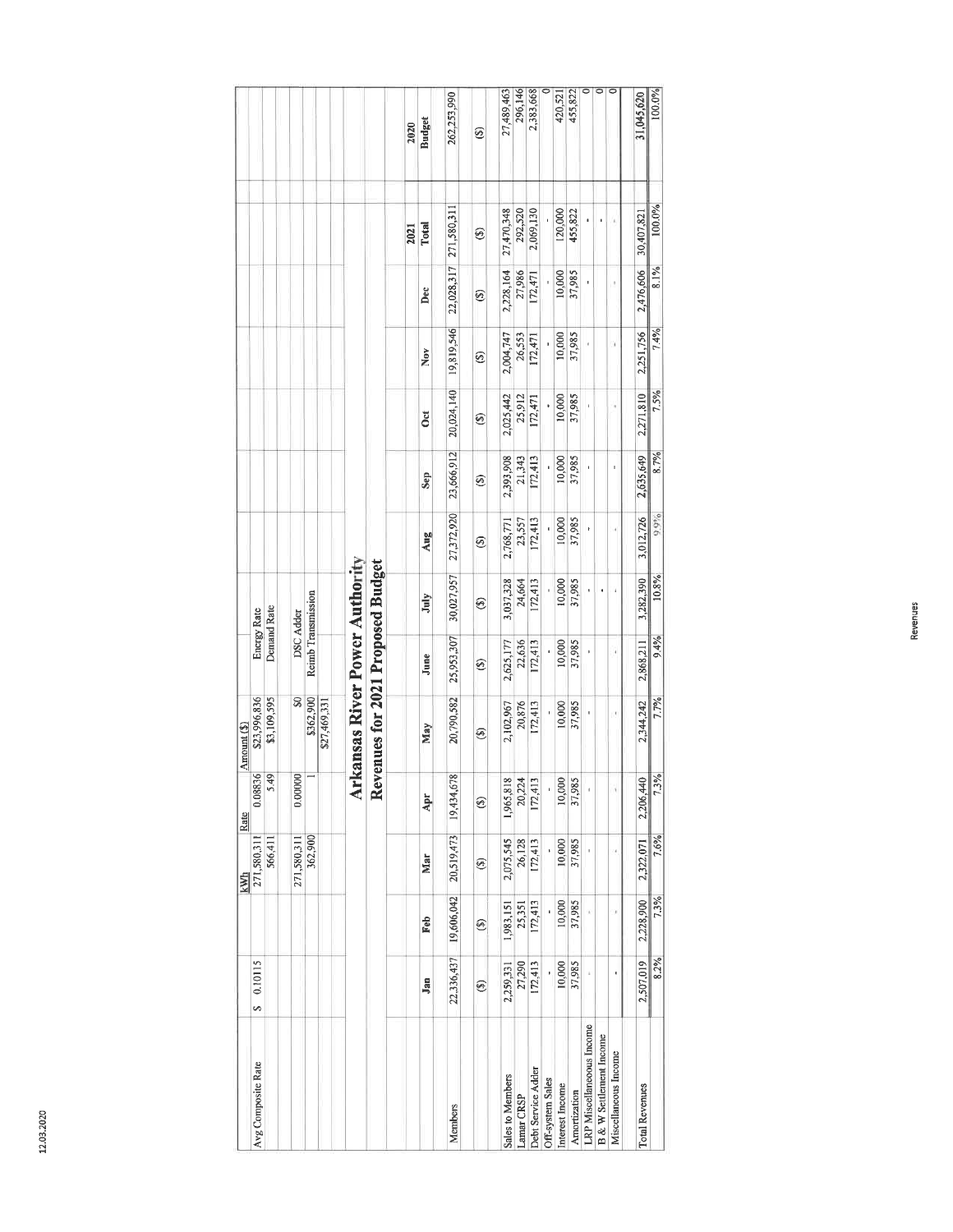| | kWh | Rate | Amount ($) | |
|---|---|---|---|---|
| Avg Composite Rate | $ 0.10115 | | | |
| | 271,580,311 | 0.08836 | $23,996,836 | Energy Rate |
| | 566,411 | 5.49 | $3,109,595 | Demand Rate |
| | 271,580,311 | 0.00000 | $0 | DSC Adder |
| | 362,900 | 1 | $362,900 | Reimb Transmission |
| | | | $27,469,331 | |

# Arkansas River Power Authority

## Revenues for 2021 Proposed Budget

| | Jan | Feb | Mar | Apr | May | June | July | Aug | Sep | Oct | Nov | Dec | 2021 Total | 2020 Budget |
|---|---|---|---|---|---|---|---|---|---|---|---|---|---|---|
| Members | 22,336,437 | 19,606,042 | 20,519,473 | 19,434,678 | 20,790,582 | 25,953,307 | 30,027,957 | 27,372,920 | 23,666,912 | 20,024,140 | 19,819,546 | 22,028,317 | 271,580,311 | 262,253,990 |
| | ($) | ($) | ($) | ($) | ($) | ($) | ($) | ($) | ($) | ($) | ($) | ($) | ($) | ($) |
| Sales to Members | 2,259,331 | 1,983,151 | 2,075,545 | 1,965,818 | 2,102,967 | 2,625,177 | 3,037,328 | 2,768,771 | 2,393,908 | 2,025,442 | 2,004,747 | 2,228,164 | 27,470,348 | 27,489,463 |
| Lamar CRSP | 27,290 | 25,351 | 26,128 | 20,224 | 20,876 | 22,636 | 24,664 | 23,557 | 21,343 | 25,912 | 26,553 | 27,986 | 292,520 | 296,146 |
| Debt Service Adder | 172,413 | 172,413 | 172,413 | 172,413 | 172,413 | 172,413 | 172,413 | 172,413 | 172,413 | 172,471 | 172,471 | 172,471 | 2,069,130 | 2,383,668 |
| Off-system Sales | - | - | - | - | - | - | - | - | - | - | - | - | - | 0 |
| Interest Income | 10,000 | 10,000 | 10,000 | 10,000 | 10,000 | 10,000 | 10,000 | 10,000 | 10,000 | 10,000 | 10,000 | 10,000 | 120,000 | 420,521 |
| Amortization | 37,985 | 37,985 | 37,985 | 37,985 | 37,985 | 37,985 | 37,985 | 37,985 | 37,985 | 37,985 | 37,985 | 37,985 | 455,822 | 455,822 |
| LRP Miscellaneous Income | - | - | - | - | - | - | - | - | - | - | - | - | - | 0 |
| B & W Settlement Income | - | - | - | - | - | - | - | - | - | - | - | - | - | 0 |
| Miscellaneous Income | - | - | - | - | - | - | - | - | - | - | - | - | - | 0 |
| Total Revenues | 2,507,019 | 2,228,900 | 2,322,071 | 2,206,440 | 2,344,242 | 2,868,211 | 3,282,390 | 3,012,726 | 2,635,649 | 2,271,810 | 2,251,756 | 2,476,606 | 30,407,821 | 31,045,620 |
| | 8.2% | 7.3% | 7.6% | 7.3% | 7.7% | 9.4% | 10.8% | 9.9% | 8.7% | 7.5% | 7.4% | 8.1% | 100.0% | 100.0% |

Revenues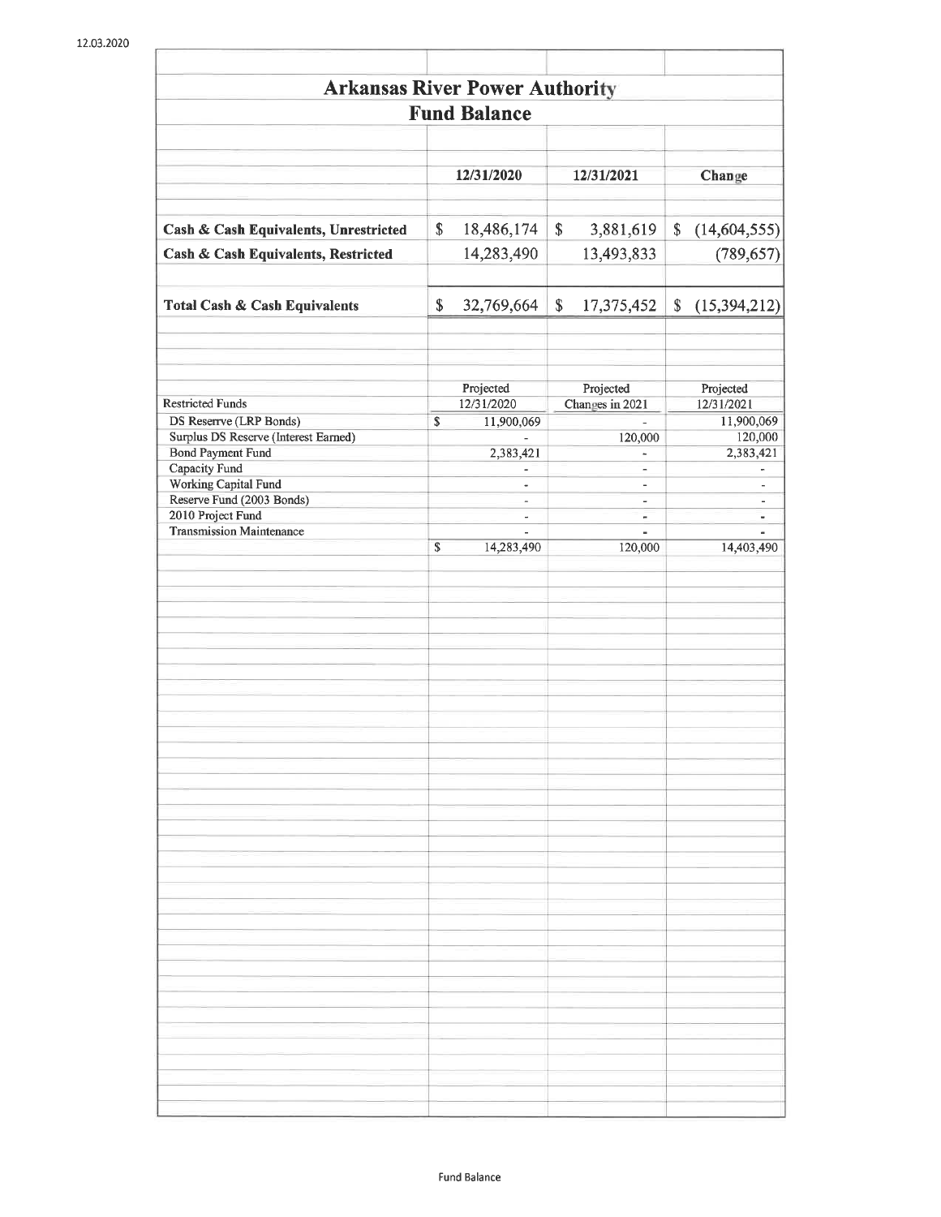# Arkansas River Power Authority

## Fund Balance

| | 12/31/2020 | 12/31/2021 | Change |
|---|---|---|---|
| **Cash & Cash Equivalents, Unrestricted** | $ 18,486,174 | $ 3,881,619 | $ (14,604,555) |
| **Cash & Cash Equivalents, Restricted** | 14,283,490 | 13,493,833 | (789,657) |
| **Total Cash & Cash Equivalents** | $ 32,769,664 | $ 17,375,452 | $ (15,394,212) |

| Restricted Funds | Projected 12/31/2020 | Projected Changes in 2021 | Projected 12/31/2021 |
|---|---|---|---|
| DS Reserrve (LRP Bonds) | $ 11,900,069 | - | 11,900,069 |
| Surplus DS Reserve (Interest Earned) | - | 120,000 | 120,000 |
| Bond Payment Fund | 2,383,421 | - | 2,383,421 |
| Capacity Fund | - | - | - |
| Working Capital Fund | - | - | - |
| Reserve Fund (2003 Bonds) | - | - | - |
| 2010 Project Fund | - | - | - |
| Transmission Maintenance | - | - | - |
| | $ 14,283,490 | 120,000 | 14,403,490 |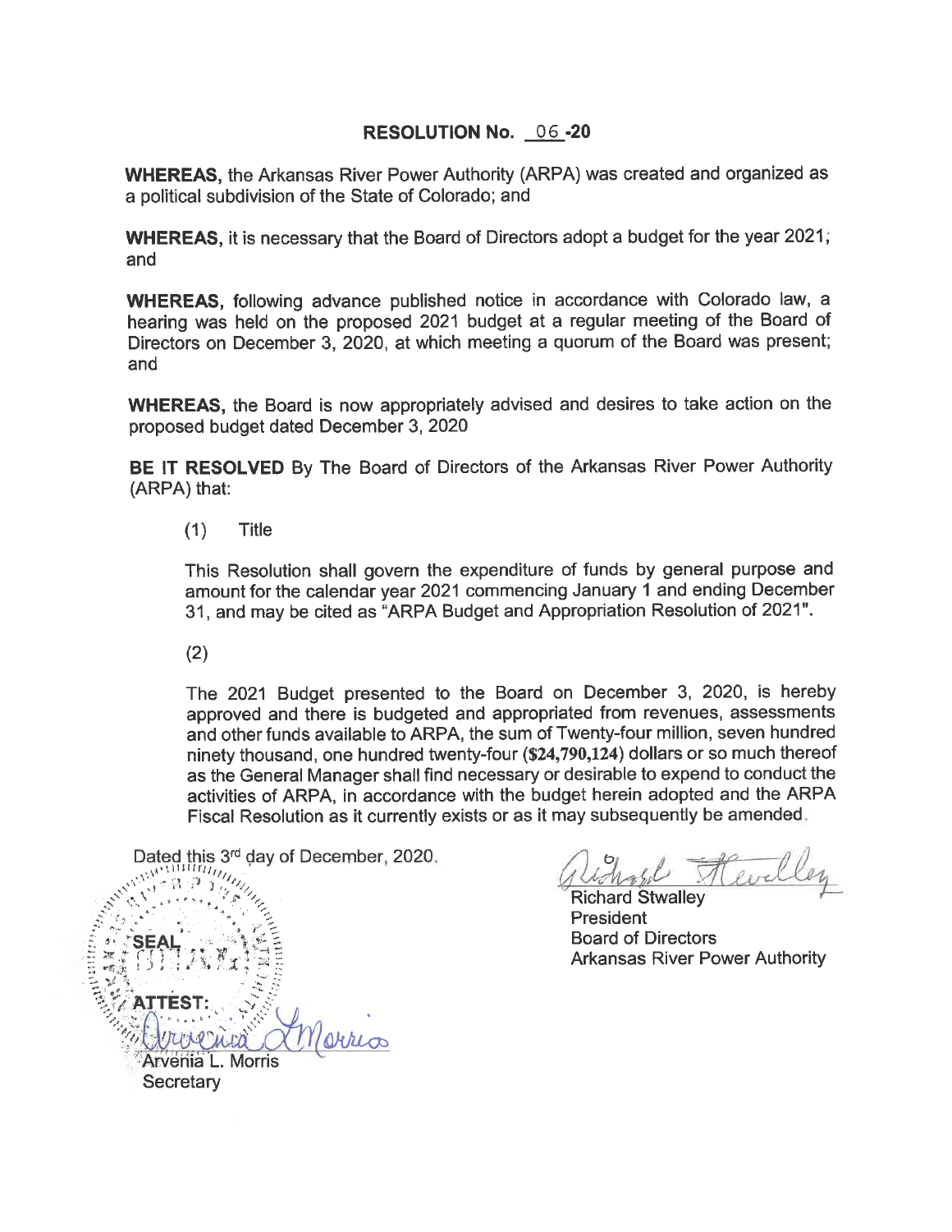# RESOLUTION No. 06-20

**WHEREAS,** the Arkansas River Power Authority (ARPA) was created and organized as a political subdivision of the State of Colorado; and

**WHEREAS,** it is necessary that the Board of Directors adopt a budget for the year 2021; and

**WHEREAS,** following advance published notice in accordance with Colorado law, a hearing was held on the proposed 2021 budget at a regular meeting of the Board of Directors on December 3, 2020, at which meeting a quorum of the Board was present; and

**WHEREAS,** the Board is now appropriately advised and desires to take action on the proposed budget dated December 3, 2020

**BE IT RESOLVED** By The Board of Directors of the Arkansas River Power Authority (ARPA) that:

(1) Title

This Resolution shall govern the expenditure of funds by general purpose and amount for the calendar year 2021 commencing January 1 and ending December 31, and may be cited as "ARPA Budget and Appropriation Resolution of 2021".

(2)

The 2021 Budget presented to the Board on December 3, 2020, is hereby approved and there is budgeted and appropriated from revenues, assessments and other funds available to ARPA, the sum of Twenty-four million, seven hundred ninety thousand, one hundred twenty-four (**$24,790,124**) dollars or so much thereof as the General Manager shall find necessary or desirable to expend to conduct the activities of ARPA, in accordance with the budget herein adopted and the ARPA Fiscal Resolution as it currently exists or as it may subsequently be amended.

Dated this 3rd day of December, 2020.

SEAL

ATTEST:

Arvenia L. Morris
Secretary

Richard Stwalley
President
Board of Directors
Arkansas River Power Authority